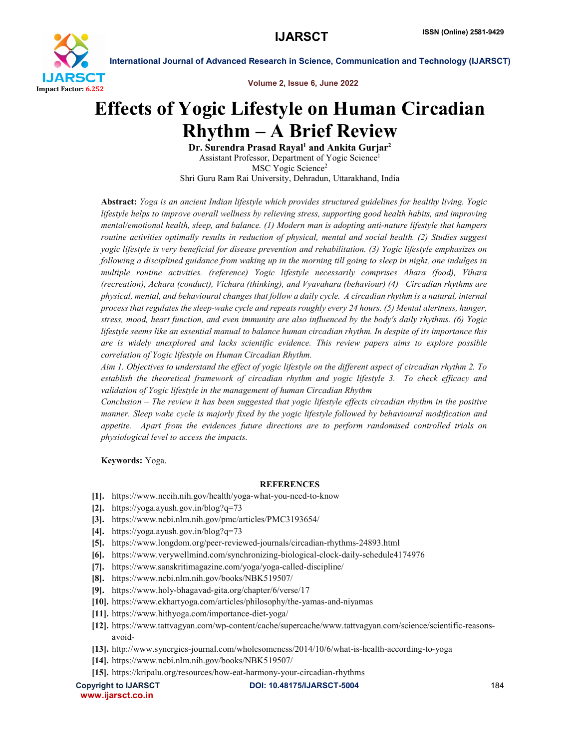# Effects of Yogic Lifestyle on Human Circadian Rhythm – A Brief Review

**Dr. Surendra Prasad Rayal[1] and Ankita Gurjar[2]**

Assistant Professor, Department of Yogic Science[1]

MSC Yogic Science[2]

Shri Guru Ram Rai University, Dehradun, Uttarakhand, India

**Abstract:** *Yoga is an ancient Indian lifestyle which provides structured guidelines for healthy living. Yogic lifestyle helps to improve overall wellness by relieving stress, supporting good health habits, and improving mental/emotional health, sleep, and balance. (1) Modern man is adopting anti-nature lifestyle that hampers routine activities optimally results in reduction of physical, mental and social health. (2) Studies suggest yogic lifestyle is very beneficial for disease prevention and rehabilitation. (3) Yogic lifestyle emphasizes on following a disciplined guidance from waking up in the morning till going to sleep in night, one indulges in multiple routine activities. (reference) Yogic lifestyle necessarily comprises Ahara (food), Vihara (recreation), Achara (conduct), Vichara (thinking), and Vyavahara (behaviour) (4) Circadian rhythms are physical, mental, and behavioural changes that follow a daily cycle. A circadian rhythm is a natural, internal process that regulates the sleep-wake cycle and repeats roughly every 24 hours. (5) Mental alertness, hunger, stress, mood, heart function, and even immunity are also influenced by the body's daily rhythms. (6) Yogic lifestyle seems like an essential manual to balance human circadian rhythm. In despite of its importance this are is widely unexplored and lacks scientific evidence. This review papers aims to explore possible correlation of Yogic lifestyle on Human Circadian Rhythm.*

*Aim 1. Objectives to understand the effect of yogic lifestyle on the different aspect of circadian rhythm 2. To establish the theoretical framework of circadian rhythm and yogic lifestyle 3. To check efficacy and validation of Yogic lifestyle in the management of human Circadian Rhythm*

*Conclusion – The review it has been suggested that yogic lifestyle effects circadian rhythm in the positive manner. Sleep wake cycle is majorly fixed by the yogic lifestyle followed by behavioural modification and appetite. Apart from the evidences future directions are to perform randomised controlled trials on physiological level to access the impacts.*

**Keywords:** Yoga.

## REFERENCES

[1]. https://www.nccih.nih.gov/health/yoga-what-you-need-to-know
[2]. https://yoga.ayush.gov.in/blog?q=73
[3]. https://www.ncbi.nlm.nih.gov/pmc/articles/PMC3193654/
[4]. https://yoga.ayush.gov.in/blog?q=73
[5]. https://www.longdom.org/peer-reviewed-journals/circadian-rhythms-24893.html
[6]. https://www.verywellmind.com/synchronizing-biological-clock-daily-schedule4174976
[7]. https://www.sanskritimagazine.com/yoga/yoga-called-discipline/
[8]. https://www.ncbi.nlm.nih.gov/books/NBK519507/
[9]. https://www.holy-bhagavad-gita.org/chapter/6/verse/17
[10]. https://www.ekhartyoga.com/articles/philosophy/the-yamas-and-niyamas
[11]. https://www.hithyoga.com/importance-diet-yoga/
[12]. https://www.tattvagyan.com/wp-content/cache/supercache/www.tattvagyan.com/science/scientific-reasons-avoid-
[13]. http://www.synergies-journal.com/wholesomeness/2014/10/6/what-is-health-according-to-yoga
[14]. https://www.ncbi.nlm.nih.gov/books/NBK519507/
[15]. https://kripalu.org/resources/how-eat-harmony-your-circadian-rhythms